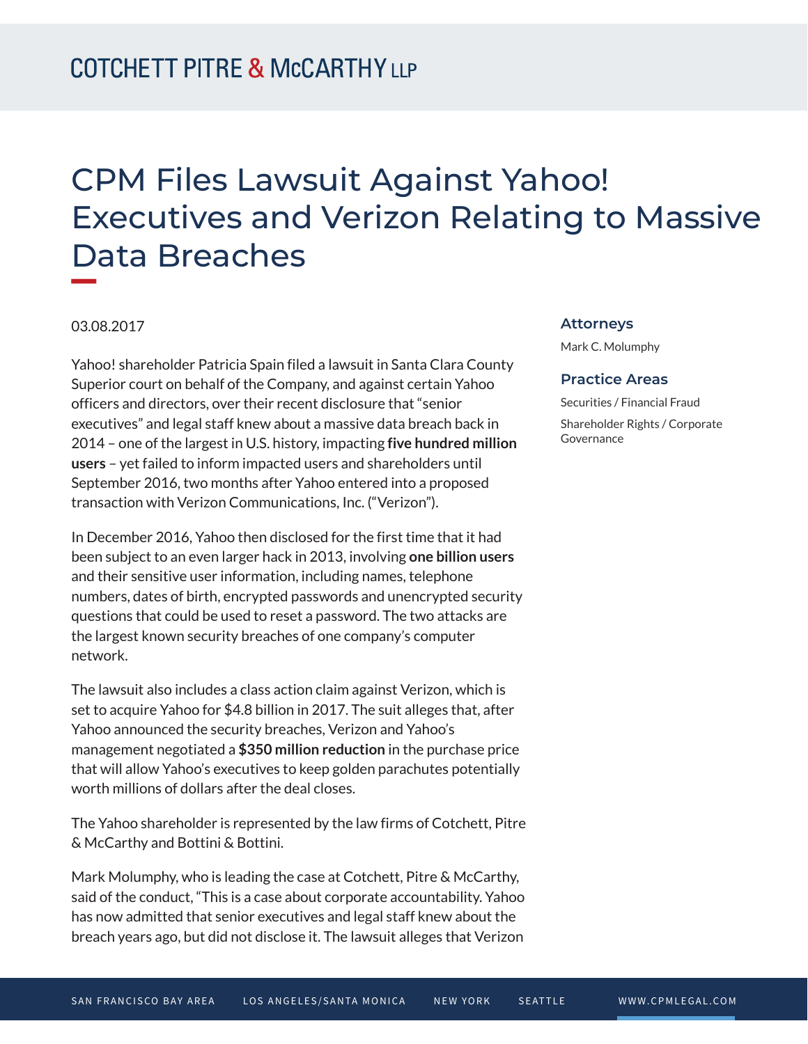# CPM Files Lawsuit Against Yahoo! Executives and Verizon Relating to Massive Data Breaches

03.08.2017

Yahoo! shareholder Patricia Spain filed a lawsuit in Santa Clara County Superior court on behalf of the Company, and against certain Yahoo officers and directors, over their recent disclosure that "senior executives" and legal staff knew about a massive data breach back in 2014 – one of the largest in U.S. history, impacting **five hundred million users** – yet failed to inform impacted users and shareholders until September 2016, two months after Yahoo entered into a proposed transaction with Verizon Communications, Inc. ("Verizon").

In December 2016, Yahoo then disclosed for the first time that it had been subject to an even larger hack in 2013, involving **one billion users** and their sensitive user information, including names, telephone numbers, dates of birth, encrypted passwords and unencrypted security questions that could be used to reset a password. The two attacks are the largest known security breaches of one company's computer network.

The lawsuit also includes a class action claim against Verizon, which is set to acquire Yahoo for $4.8 billion in 2017. The suit alleges that, after Yahoo announced the security breaches, Verizon and Yahoo's management negotiated a **$350 million reduction** in the purchase price that will allow Yahoo's executives to keep golden parachutes potentially worth millions of dollars after the deal closes.

The Yahoo shareholder is represented by the law firms of Cotchett, Pitre & McCarthy and Bottini & Bottini.

Mark Molumphy, who is leading the case at Cotchett, Pitre & McCarthy, said of the conduct, "This is a case about corporate accountability. Yahoo has now admitted that senior executives and legal staff knew about the breach years ago, but did not disclose it. The lawsuit alleges that Verizon

### Attorneys

Mark C. Molumphy

### Practice Areas

Securities / Financial Fraud

Shareholder Rights / Corporate Governance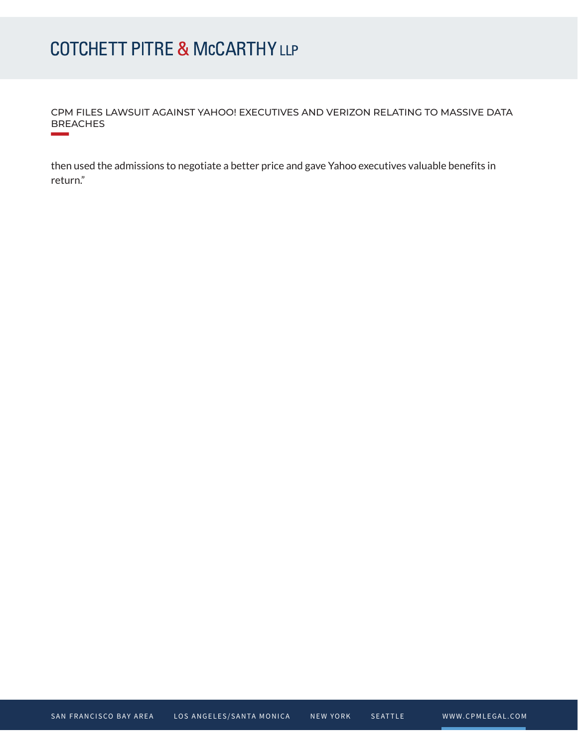then used the admissions to negotiate a better price and gave Yahoo executives valuable benefits in return."